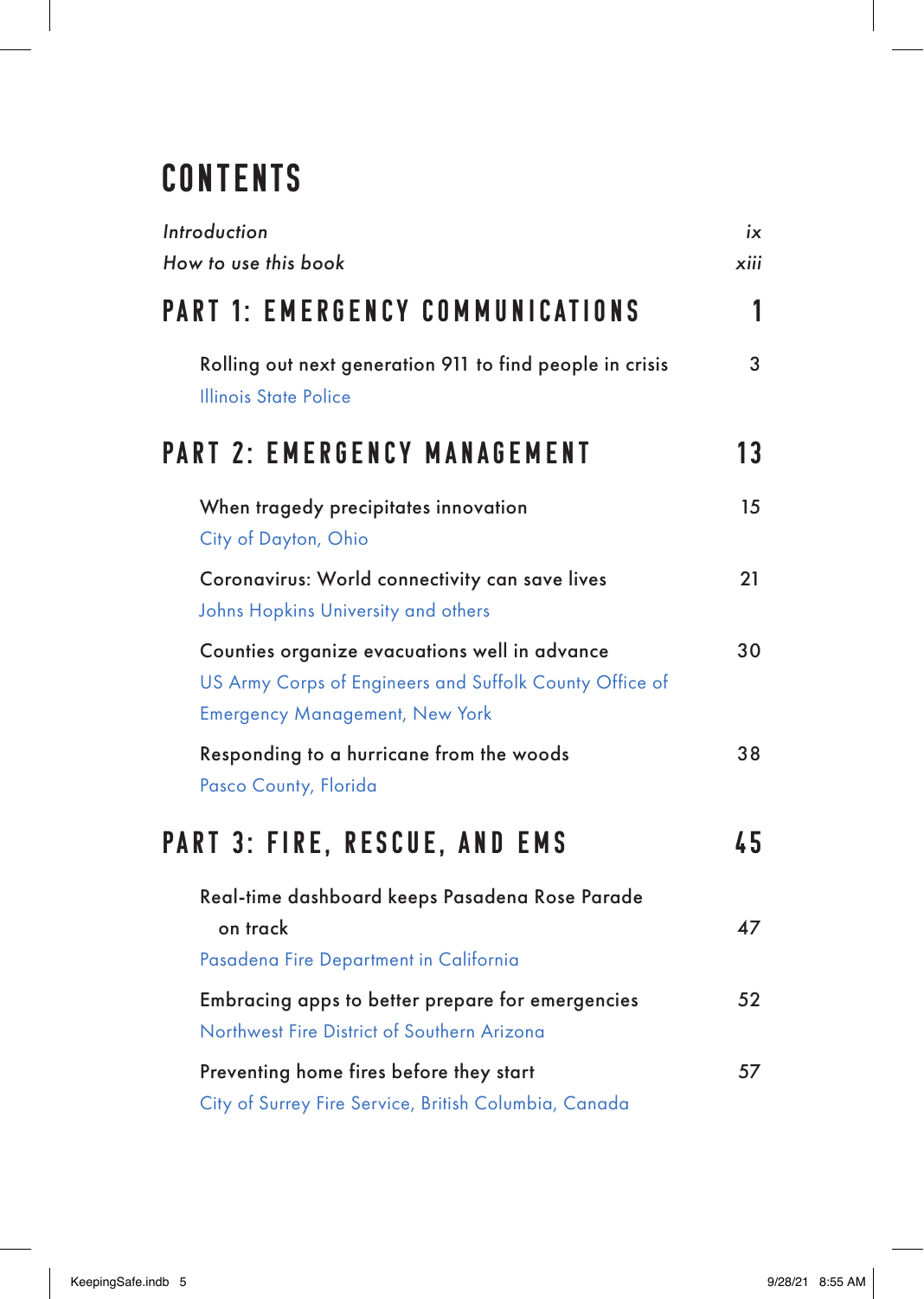# CONTENTS

*Introduction* *ix*
*How to use this book* *xiii*

## PART 1: EMERGENCY COMMUNICATIONS 1

Rolling out next generation 911 to find people in crisis 3
Illinois State Police

## PART 2: EMERGENCY MANAGEMENT 13

When tragedy precipitates innovation 15
City of Dayton, Ohio

Coronavirus: World connectivity can save lives 21
Johns Hopkins University and others

Counties organize evacuations well in advance 30
US Army Corps of Engineers and Suffolk County Office of Emergency Management, New York

Responding to a hurricane from the woods 38
Pasco County, Florida

## PART 3: FIRE, RESCUE, AND EMS 45

Real-time dashboard keeps Pasadena Rose Parade on track 47
Pasadena Fire Department in California

Embracing apps to better prepare for emergencies 52
Northwest Fire District of Southern Arizona

Preventing home fires before they start 57
City of Surrey Fire Service, British Columbia, Canada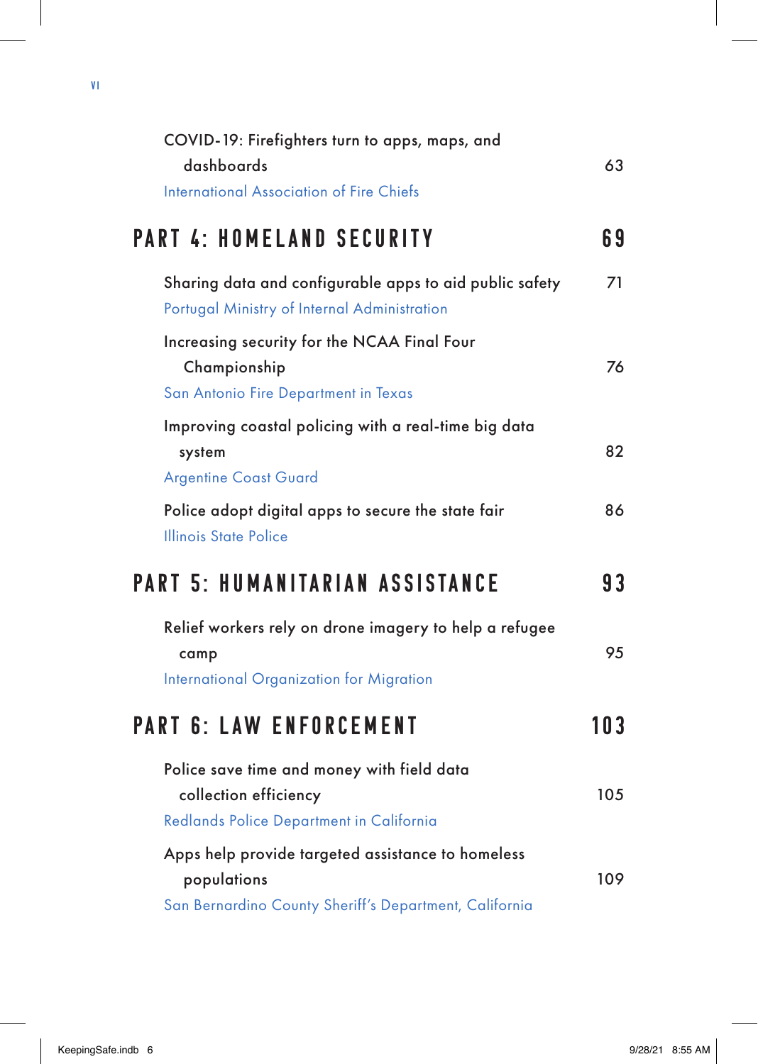COVID-19: Firefighters turn to apps, maps, and dashboards 63
International Association of Fire Chiefs

## PART 4: HOMELAND SECURITY 69

Sharing data and configurable apps to aid public safety 71
Portugal Ministry of Internal Administration

Increasing security for the NCAA Final Four Championship 76
San Antonio Fire Department in Texas

Improving coastal policing with a real-time big data system 82
Argentine Coast Guard

Police adopt digital apps to secure the state fair 86
Illinois State Police

## PART 5: HUMANITARIAN ASSISTANCE 93

Relief workers rely on drone imagery to help a refugee camp 95
International Organization for Migration

## PART 6: LAW ENFORCEMENT 103

Police save time and money with field data collection efficiency 105
Redlands Police Department in California

Apps help provide targeted assistance to homeless populations 109
San Bernardino County Sheriff's Department, California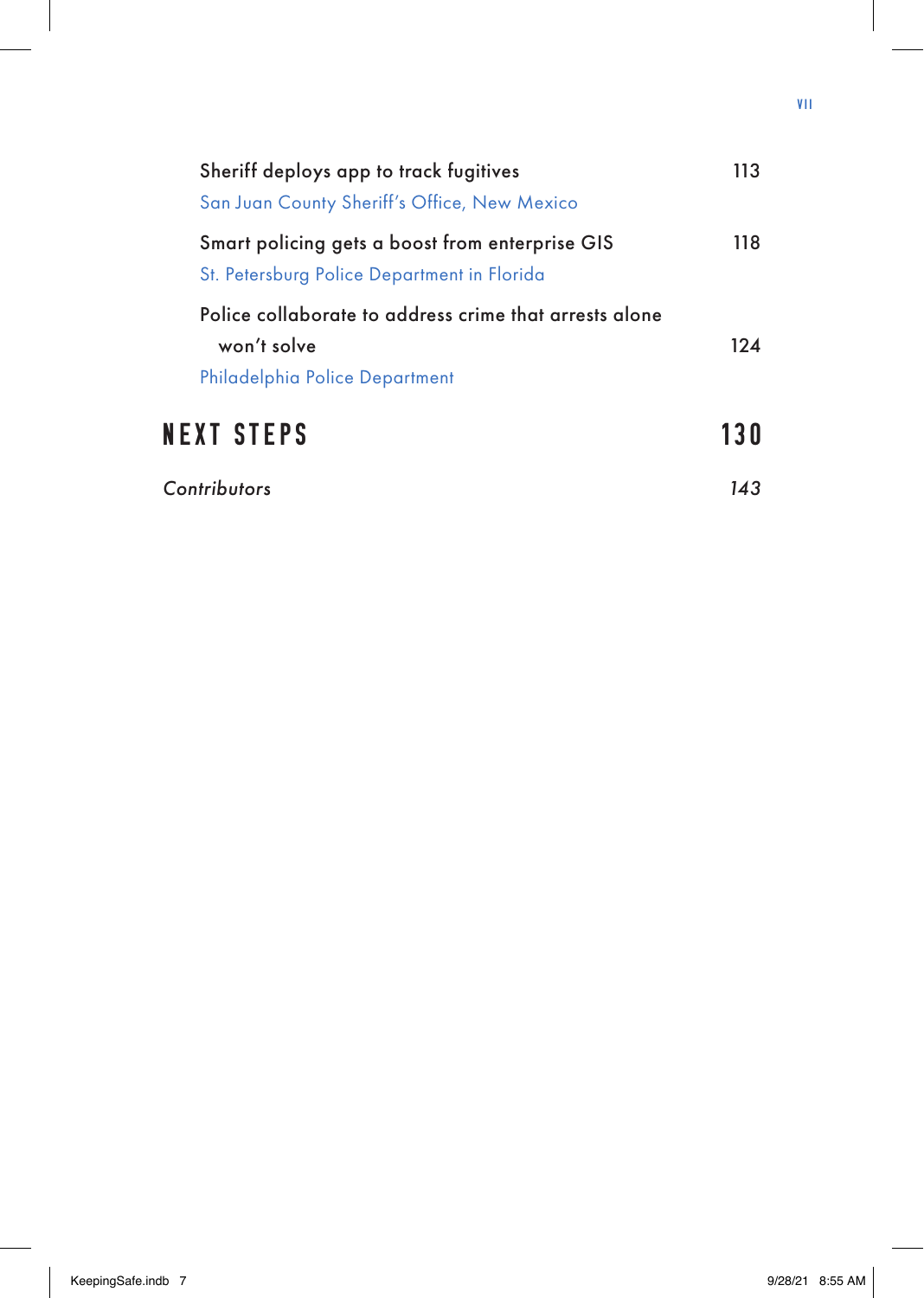Sheriff deploys app to track fugitives 113
San Juan County Sheriff's Office, New Mexico

Smart policing gets a boost from enterprise GIS 118
St. Petersburg Police Department in Florida

Police collaborate to address crime that arrests alone won't solve 124
Philadelphia Police Department

## NEXT STEPS 130

*Contributors 143*